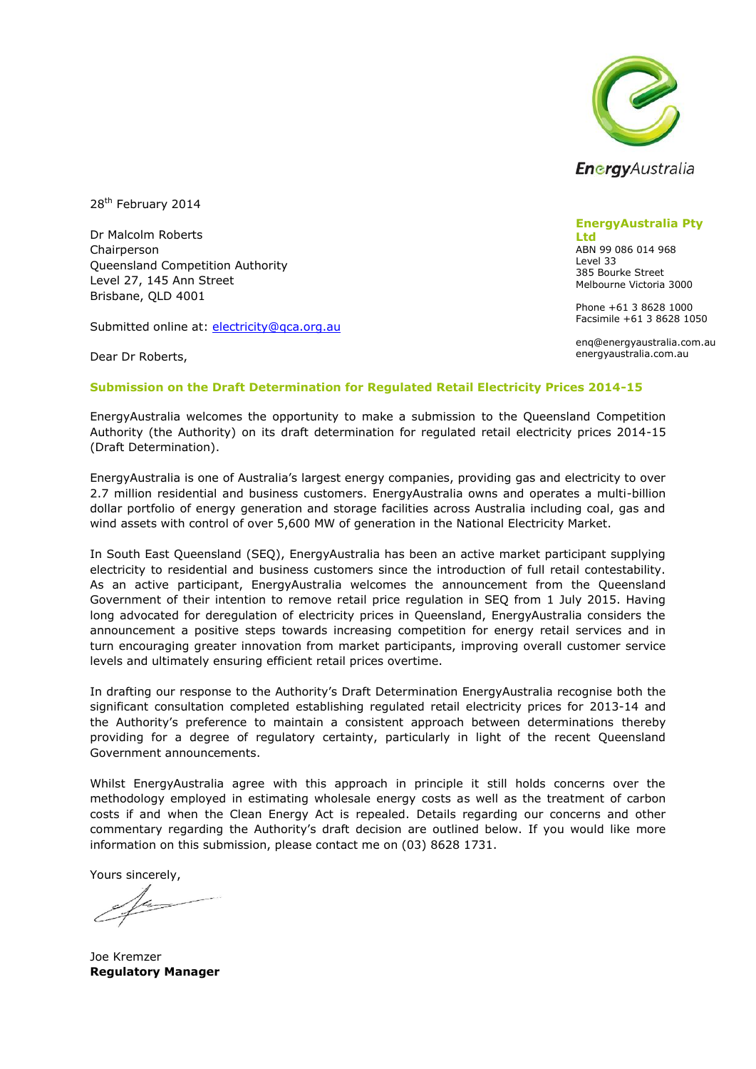EnergyAustralia

**EnergyAustralia Pty Ltd**
ABN 99 086 014 968
Level 33
385 Bourke Street
Melbourne Victoria 3000

Phone +61 3 8628 1000
Facsimile +61 3 8628 1050

enq@energyaustralia.com.au
energyaustralia.com.au

28th February 2014

Dr Malcolm Roberts
Chairperson
Queensland Competition Authority
Level 27, 145 Ann Street
Brisbane, QLD 4001

Submitted online at: electricity@qca.org.au

Dear Dr Roberts,

**Submission on the Draft Determination for Regulated Retail Electricity Prices 2014-15**

EnergyAustralia welcomes the opportunity to make a submission to the Queensland Competition Authority (the Authority) on its draft determination for regulated retail electricity prices 2014-15 (Draft Determination).

EnergyAustralia is one of Australia's largest energy companies, providing gas and electricity to over 2.7 million residential and business customers. EnergyAustralia owns and operates a multi-billion dollar portfolio of energy generation and storage facilities across Australia including coal, gas and wind assets with control of over 5,600 MW of generation in the National Electricity Market.

In South East Queensland (SEQ), EnergyAustralia has been an active market participant supplying electricity to residential and business customers since the introduction of full retail contestability. As an active participant, EnergyAustralia welcomes the announcement from the Queensland Government of their intention to remove retail price regulation in SEQ from 1 July 2015. Having long advocated for deregulation of electricity prices in Queensland, EnergyAustralia considers the announcement a positive steps towards increasing competition for energy retail services and in turn encouraging greater innovation from market participants, improving overall customer service levels and ultimately ensuring efficient retail prices overtime.

In drafting our response to the Authority's Draft Determination EnergyAustralia recognise both the significant consultation completed establishing regulated retail electricity prices for 2013-14 and the Authority's preference to maintain a consistent approach between determinations thereby providing for a degree of regulatory certainty, particularly in light of the recent Queensland Government announcements.

Whilst EnergyAustralia agree with this approach in principle it still holds concerns over the methodology employed in estimating wholesale energy costs as well as the treatment of carbon costs if and when the Clean Energy Act is repealed. Details regarding our concerns and other commentary regarding the Authority's draft decision are outlined below. If you would like more information on this submission, please contact me on (03) 8628 1731.

Yours sincerely,

Joe Kremzer
**Regulatory Manager**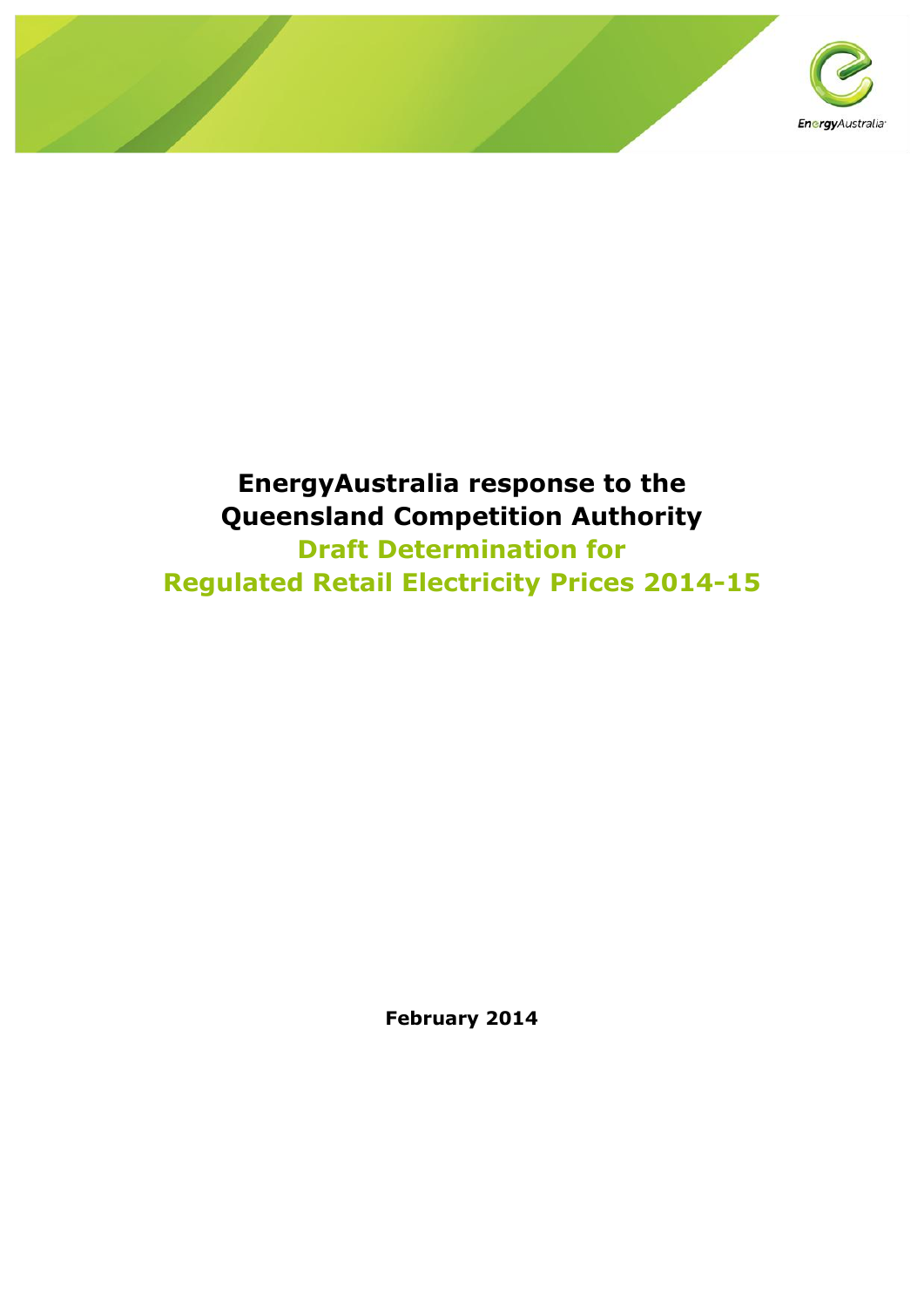# EnergyAustralia response to the Queensland Competition Authority

## Draft Determination for Regulated Retail Electricity Prices 2014-15

**February 2014**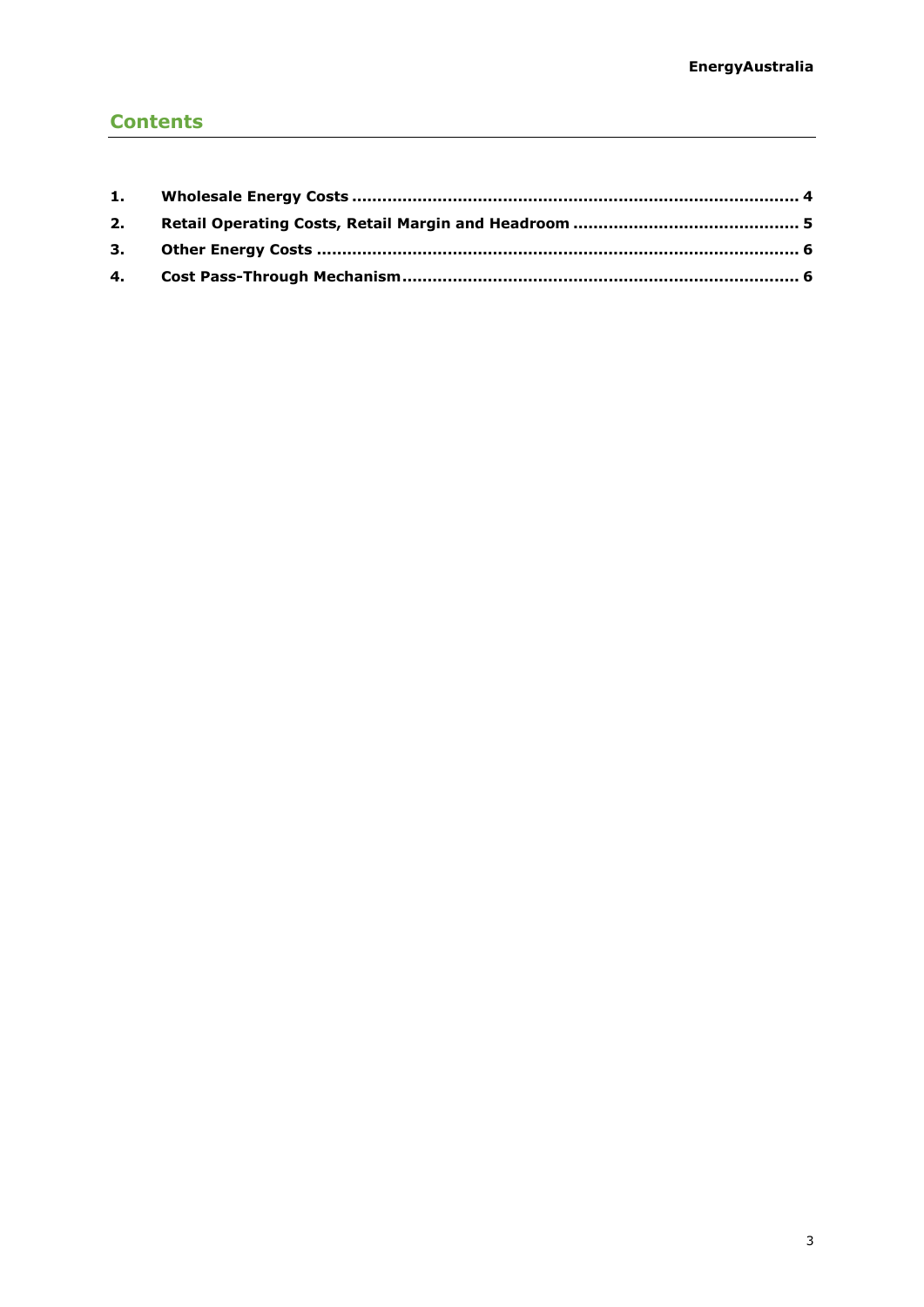## Contents

1. **Wholesale Energy Costs ........................................................................................ 4**
2. **Retail Operating Costs, Retail Margin and Headroom ............................................ 5**
3. **Other Energy Costs ................................................................................................. 6**
4. **Cost Pass-Through Mechanism ............................................................................... 6**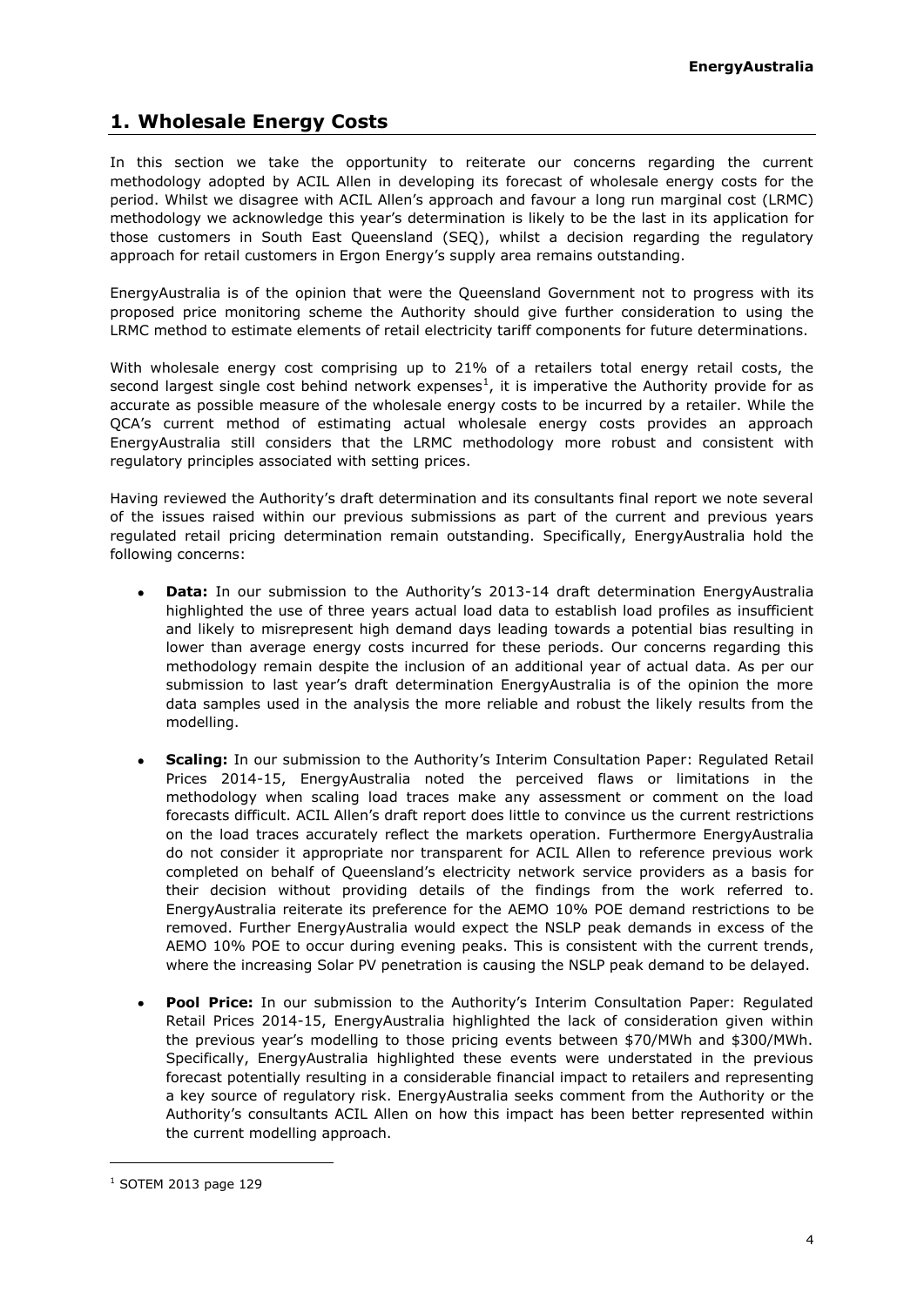## 1. Wholesale Energy Costs

In this section we take the opportunity to reiterate our concerns regarding the current methodology adopted by ACIL Allen in developing its forecast of wholesale energy costs for the period. Whilst we disagree with ACIL Allen's approach and favour a long run marginal cost (LRMC) methodology we acknowledge this year's determination is likely to be the last in its application for those customers in South East Queensland (SEQ), whilst a decision regarding the regulatory approach for retail customers in Ergon Energy's supply area remains outstanding.

EnergyAustralia is of the opinion that were the Queensland Government not to progress with its proposed price monitoring scheme the Authority should give further consideration to using the LRMC method to estimate elements of retail electricity tariff components for future determinations.

With wholesale energy cost comprising up to 21% of a retailers total energy retail costs, the second largest single cost behind network expenses[1], it is imperative the Authority provide for as accurate as possible measure of the wholesale energy costs to be incurred by a retailer. While the QCA's current method of estimating actual wholesale energy costs provides an approach EnergyAustralia still considers that the LRMC methodology more robust and consistent with regulatory principles associated with setting prices.

Having reviewed the Authority's draft determination and its consultants final report we note several of the issues raised within our previous submissions as part of the current and previous years regulated retail pricing determination remain outstanding. Specifically, EnergyAustralia hold the following concerns:

- **Data:** In our submission to the Authority's 2013-14 draft determination EnergyAustralia highlighted the use of three years actual load data to establish load profiles as insufficient and likely to misrepresent high demand days leading towards a potential bias resulting in lower than average energy costs incurred for these periods. Our concerns regarding this methodology remain despite the inclusion of an additional year of actual data. As per our submission to last year's draft determination EnergyAustralia is of the opinion the more data samples used in the analysis the more reliable and robust the likely results from the modelling.
- **Scaling:** In our submission to the Authority's Interim Consultation Paper: Regulated Retail Prices 2014-15, EnergyAustralia noted the perceived flaws or limitations in the methodology when scaling load traces make any assessment or comment on the load forecasts difficult. ACIL Allen's draft report does little to convince us the current restrictions on the load traces accurately reflect the markets operation. Furthermore EnergyAustralia do not consider it appropriate nor transparent for ACIL Allen to reference previous work completed on behalf of Queensland's electricity network service providers as a basis for their decision without providing details of the findings from the work referred to. EnergyAustralia reiterate its preference for the AEMO 10% POE demand restrictions to be removed. Further EnergyAustralia would expect the NSLP peak demands in excess of the AEMO 10% POE to occur during evening peaks. This is consistent with the current trends, where the increasing Solar PV penetration is causing the NSLP peak demand to be delayed.
- **Pool Price:** In our submission to the Authority's Interim Consultation Paper: Regulated Retail Prices 2014-15, EnergyAustralia highlighted the lack of consideration given within the previous year's modelling to those pricing events between $70/MWh and $300/MWh. Specifically, EnergyAustralia highlighted these events were understated in the previous forecast potentially resulting in a considerable financial impact to retailers and representing a key source of regulatory risk. EnergyAustralia seeks comment from the Authority or the Authority's consultants ACIL Allen on how this impact has been better represented within the current modelling approach.

[1] SOTEM 2013 page 129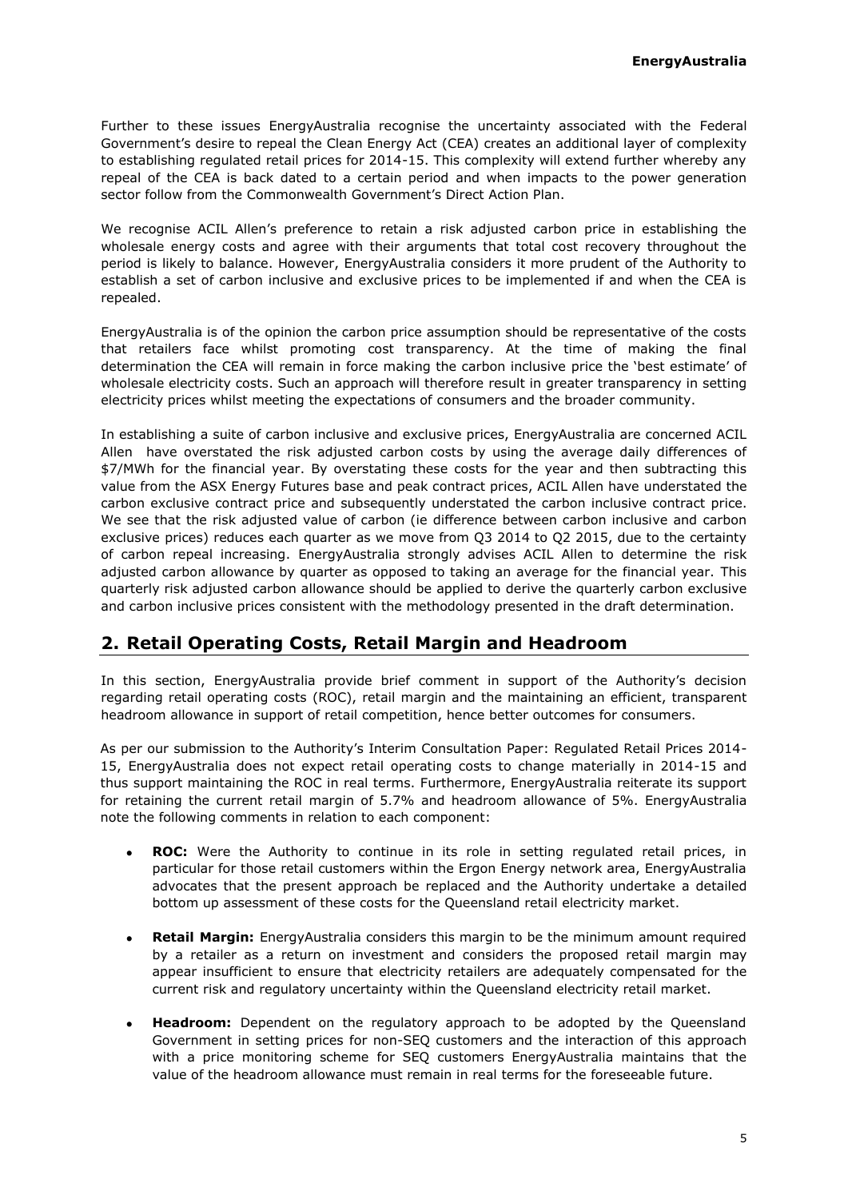Further to these issues EnergyAustralia recognise the uncertainty associated with the Federal Government's desire to repeal the Clean Energy Act (CEA) creates an additional layer of complexity to establishing regulated retail prices for 2014-15. This complexity will extend further whereby any repeal of the CEA is back dated to a certain period and when impacts to the power generation sector follow from the Commonwealth Government's Direct Action Plan.

We recognise ACIL Allen's preference to retain a risk adjusted carbon price in establishing the wholesale energy costs and agree with their arguments that total cost recovery throughout the period is likely to balance. However, EnergyAustralia considers it more prudent of the Authority to establish a set of carbon inclusive and exclusive prices to be implemented if and when the CEA is repealed.

EnergyAustralia is of the opinion the carbon price assumption should be representative of the costs that retailers face whilst promoting cost transparency. At the time of making the final determination the CEA will remain in force making the carbon inclusive price the 'best estimate' of wholesale electricity costs. Such an approach will therefore result in greater transparency in setting electricity prices whilst meeting the expectations of consumers and the broader community.

In establishing a suite of carbon inclusive and exclusive prices, EnergyAustralia are concerned ACIL Allen have overstated the risk adjusted carbon costs by using the average daily differences of $7/MWh for the financial year. By overstating these costs for the year and then subtracting this value from the ASX Energy Futures base and peak contract prices, ACIL Allen have understated the carbon exclusive contract price and subsequently understated the carbon inclusive contract price. We see that the risk adjusted value of carbon (ie difference between carbon inclusive and carbon exclusive prices) reduces each quarter as we move from Q3 2014 to Q2 2015, due to the certainty of carbon repeal increasing. EnergyAustralia strongly advises ACIL Allen to determine the risk adjusted carbon allowance by quarter as opposed to taking an average for the financial year. This quarterly risk adjusted carbon allowance should be applied to derive the quarterly carbon exclusive and carbon inclusive prices consistent with the methodology presented in the draft determination.

## 2. Retail Operating Costs, Retail Margin and Headroom

In this section, EnergyAustralia provide brief comment in support of the Authority's decision regarding retail operating costs (ROC), retail margin and the maintaining an efficient, transparent headroom allowance in support of retail competition, hence better outcomes for consumers.

As per our submission to the Authority's Interim Consultation Paper: Regulated Retail Prices 2014-15, EnergyAustralia does not expect retail operating costs to change materially in 2014-15 and thus support maintaining the ROC in real terms. Furthermore, EnergyAustralia reiterate its support for retaining the current retail margin of 5.7% and headroom allowance of 5%. EnergyAustralia note the following comments in relation to each component:

- **ROC:** Were the Authority to continue in its role in setting regulated retail prices, in particular for those retail customers within the Ergon Energy network area, EnergyAustralia advocates that the present approach be replaced and the Authority undertake a detailed bottom up assessment of these costs for the Queensland retail electricity market.

- **Retail Margin:** EnergyAustralia considers this margin to be the minimum amount required by a retailer as a return on investment and considers the proposed retail margin may appear insufficient to ensure that electricity retailers are adequately compensated for the current risk and regulatory uncertainty within the Queensland electricity retail market.

- **Headroom:** Dependent on the regulatory approach to be adopted by the Queensland Government in setting prices for non-SEQ customers and the interaction of this approach with a price monitoring scheme for SEQ customers EnergyAustralia maintains that the value of the headroom allowance must remain in real terms for the foreseeable future.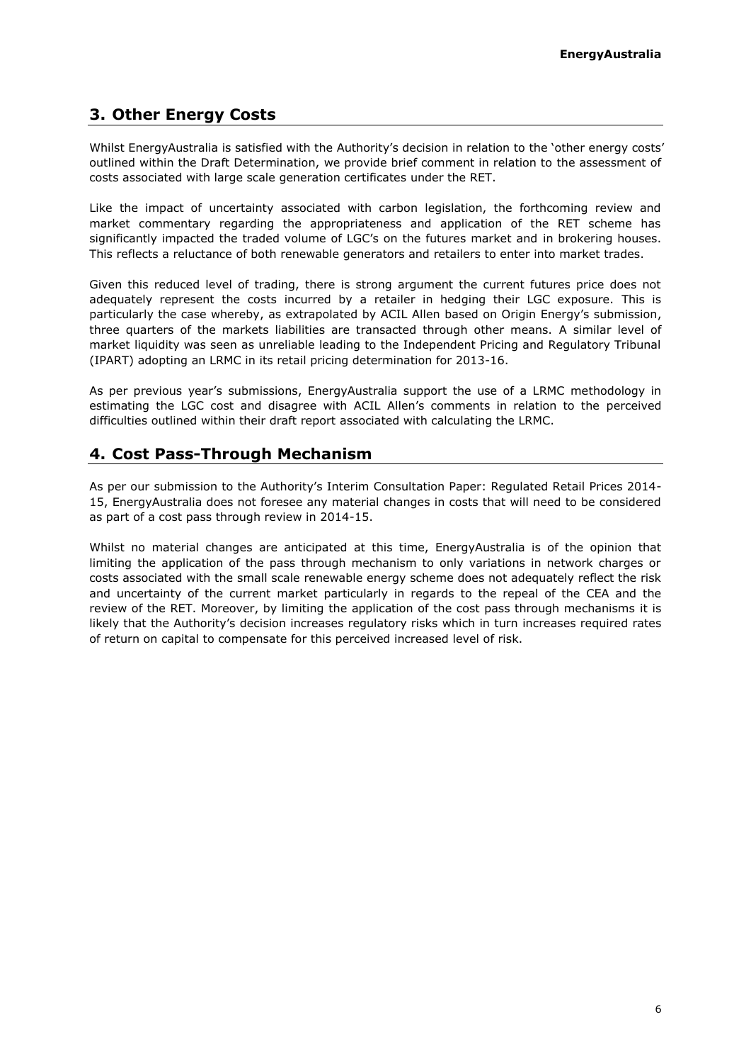## 3. Other Energy Costs

Whilst EnergyAustralia is satisfied with the Authority's decision in relation to the 'other energy costs' outlined within the Draft Determination, we provide brief comment in relation to the assessment of costs associated with large scale generation certificates under the RET.

Like the impact of uncertainty associated with carbon legislation, the forthcoming review and market commentary regarding the appropriateness and application of the RET scheme has significantly impacted the traded volume of LGC's on the futures market and in brokering houses. This reflects a reluctance of both renewable generators and retailers to enter into market trades.

Given this reduced level of trading, there is strong argument the current futures price does not adequately represent the costs incurred by a retailer in hedging their LGC exposure. This is particularly the case whereby, as extrapolated by ACIL Allen based on Origin Energy's submission, three quarters of the markets liabilities are transacted through other means. A similar level of market liquidity was seen as unreliable leading to the Independent Pricing and Regulatory Tribunal (IPART) adopting an LRMC in its retail pricing determination for 2013-16.

As per previous year's submissions, EnergyAustralia support the use of a LRMC methodology in estimating the LGC cost and disagree with ACIL Allen's comments in relation to the perceived difficulties outlined within their draft report associated with calculating the LRMC.

## 4. Cost Pass-Through Mechanism

As per our submission to the Authority's Interim Consultation Paper: Regulated Retail Prices 2014-15, EnergyAustralia does not foresee any material changes in costs that will need to be considered as part of a cost pass through review in 2014-15.

Whilst no material changes are anticipated at this time, EnergyAustralia is of the opinion that limiting the application of the pass through mechanism to only variations in network charges or costs associated with the small scale renewable energy scheme does not adequately reflect the risk and uncertainty of the current market particularly in regards to the repeal of the CEA and the review of the RET. Moreover, by limiting the application of the cost pass through mechanisms it is likely that the Authority's decision increases regulatory risks which in turn increases required rates of return on capital to compensate for this perceived increased level of risk.